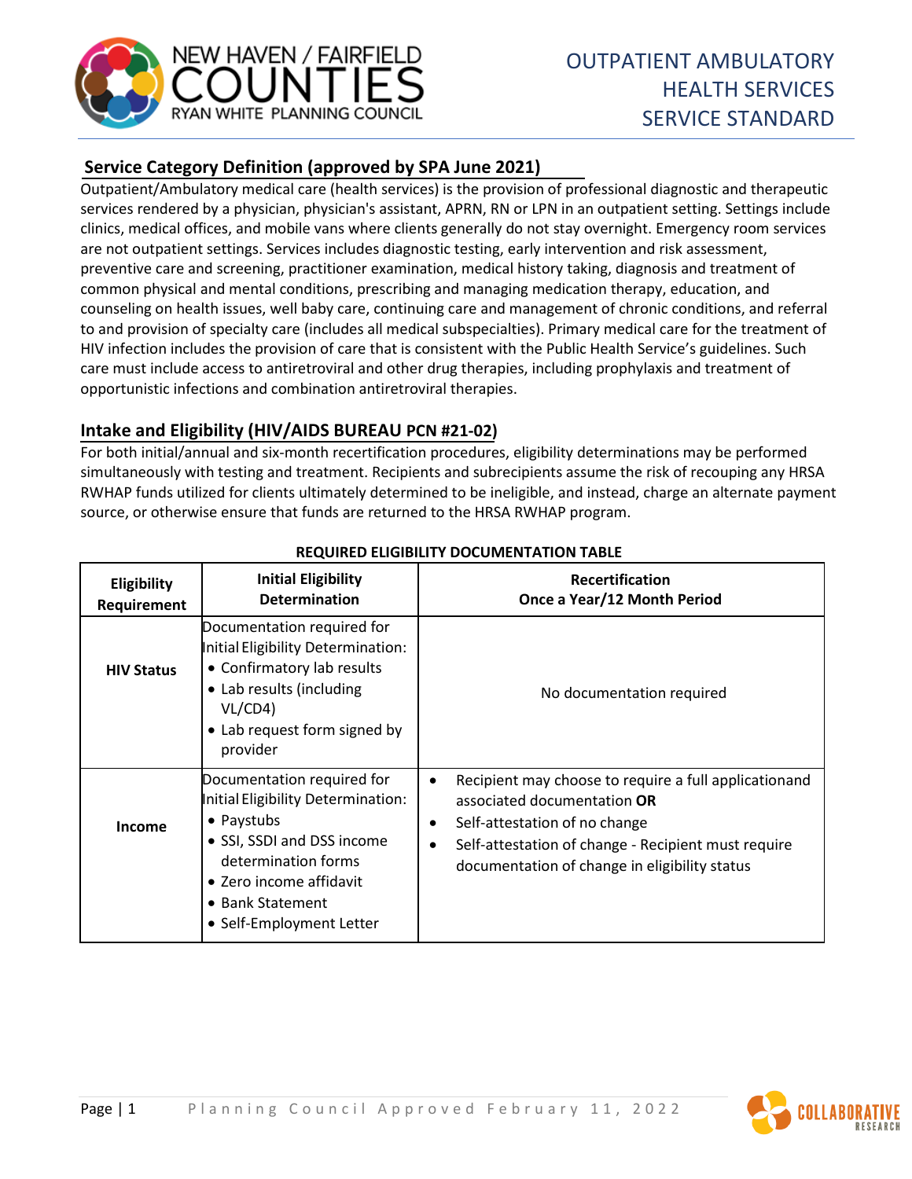NEW HAVEN / FAIRFIELD COUNTIES RYAN WHITE PLANNING COUNCIL

# OUTPATIENT AMBULATORY HEALTH SERVICES SERVICE STANDARD

## Service Category Definition (approved by SPA June 2021)

Outpatient/Ambulatory medical care (health services) is the provision of professional diagnostic and therapeutic services rendered by a physician, physician's assistant, APRN, RN or LPN in an outpatient setting. Settings include clinics, medical offices, and mobile vans where clients generally do not stay overnight. Emergency room services are not outpatient settings. Services includes diagnostic testing, early intervention and risk assessment, preventive care and screening, practitioner examination, medical history taking, diagnosis and treatment of common physical and mental conditions, prescribing and managing medication therapy, education, and counseling on health issues, well baby care, continuing care and management of chronic conditions, and referral to and provision of specialty care (includes all medical subspecialties). Primary medical care for the treatment of HIV infection includes the provision of care that is consistent with the Public Health Service's guidelines. Such care must include access to antiretroviral and other drug therapies, including prophylaxis and treatment of opportunistic infections and combination antiretroviral therapies.

## Intake and Eligibility (HIV/AIDS BUREAU PCN #21-02)

For both initial/annual and six-month recertification procedures, eligibility determinations may be performed simultaneously with testing and treatment. Recipients and subrecipients assume the risk of recouping any HRSA RWHAP funds utilized for clients ultimately determined to be ineligible, and instead, charge an alternate payment source, or otherwise ensure that funds are returned to the HRSA RWHAP program.

**REQUIRED ELIGIBILITY DOCUMENTATION TABLE**

| Eligibility Requirement | Initial Eligibility Determination | Recertification Once a Year/12 Month Period |
|---|---|---|
| **HIV Status** | Documentation required for Initial Eligibility Determination:<br>• Confirmatory lab results<br>• Lab results (including VL/CD4)<br>• Lab request form signed by provider | No documentation required |
| **Income** | Documentation required for Initial Eligibility Determination:<br>• Paystubs<br>• SSI, SSDI and DSS income determination forms<br>• Zero income affidavit<br>• Bank Statement<br>• Self-Employment Letter | • Recipient may choose to require a full applicationand associated documentation **OR**<br>• Self-attestation of no change<br>• Self-attestation of change - Recipient must require documentation of change in eligibility status |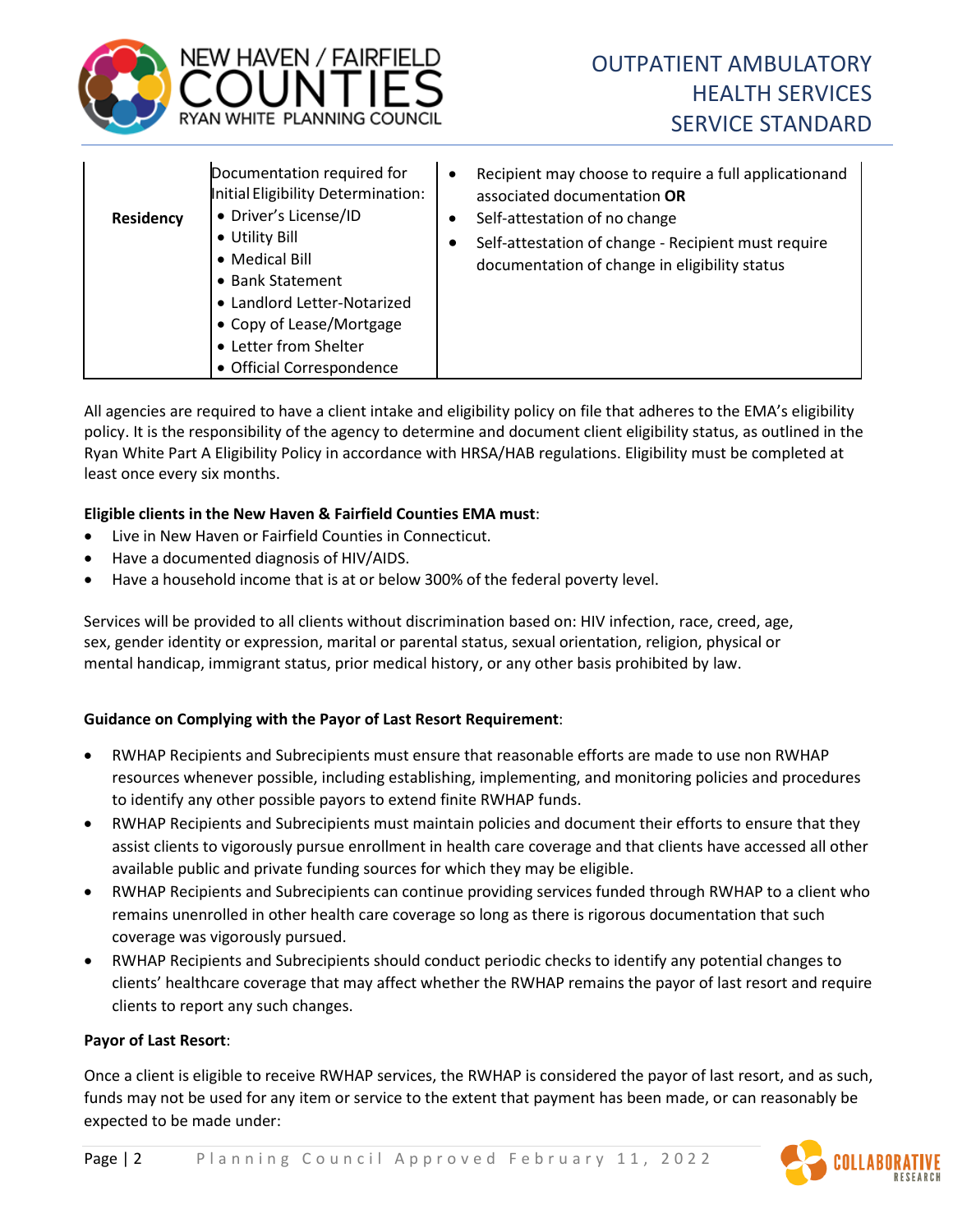| Residency | Documentation required for Initial Eligibility Determination:<br>• Driver's License/ID<br>• Utility Bill<br>• Medical Bill<br>• Bank Statement<br>• Landlord Letter-Notarized<br>• Copy of Lease/Mortgage<br>• Letter from Shelter<br>• Official Correspondence | • Recipient may choose to require a full applicationand associated documentation **OR**<br>• Self-attestation of no change<br>• Self-attestation of change - Recipient must require documentation of change in eligibility status |
|---|---|---|

All agencies are required to have a client intake and eligibility policy on file that adheres to the EMA's eligibility policy. It is the responsibility of the agency to determine and document client eligibility status, as outlined in the Ryan White Part A Eligibility Policy in accordance with HRSA/HAB regulations. Eligibility must be completed at least once every six months.

**Eligible clients in the New Haven & Fairfield Counties EMA must**:

- Live in New Haven or Fairfield Counties in Connecticut.
- Have a documented diagnosis of HIV/AIDS.
- Have a household income that is at or below 300% of the federal poverty level.

Services will be provided to all clients without discrimination based on: HIV infection, race, creed, age, sex, gender identity or expression, marital or parental status, sexual orientation, religion, physical or mental handicap, immigrant status, prior medical history, or any other basis prohibited by law.

**Guidance on Complying with the Payor of Last Resort Requirement**:

- RWHAP Recipients and Subrecipients must ensure that reasonable efforts are made to use non RWHAP resources whenever possible, including establishing, implementing, and monitoring policies and procedures to identify any other possible payors to extend finite RWHAP funds.
- RWHAP Recipients and Subrecipients must maintain policies and document their efforts to ensure that they assist clients to vigorously pursue enrollment in health care coverage and that clients have accessed all other available public and private funding sources for which they may be eligible.
- RWHAP Recipients and Subrecipients can continue providing services funded through RWHAP to a client who remains unenrolled in other health care coverage so long as there is rigorous documentation that such coverage was vigorously pursued.
- RWHAP Recipients and Subrecipients should conduct periodic checks to identify any potential changes to clients' healthcare coverage that may affect whether the RWHAP remains the payor of last resort and require clients to report any such changes.

**Payor of Last Resort**:

Once a client is eligible to receive RWHAP services, the RWHAP is considered the payor of last resort, and as such, funds may not be used for any item or service to the extent that payment has been made, or can reasonably be expected to be made under: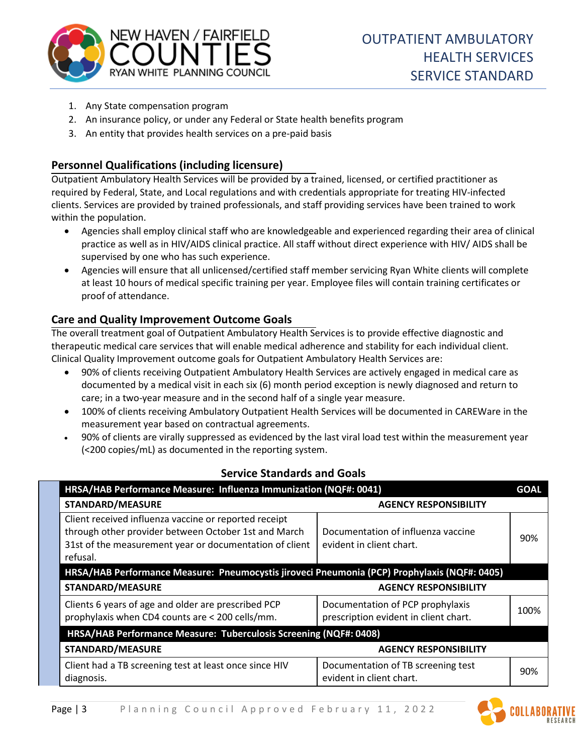1. Any State compensation program
2. An insurance policy, or under any Federal or State health benefits program
3. An entity that provides health services on a pre-paid basis

## Personnel Qualifications (including licensure)

Outpatient Ambulatory Health Services will be provided by a trained, licensed, or certified practitioner as required by Federal, State, and Local regulations and with credentials appropriate for treating HIV-infected clients. Services are provided by trained professionals, and staff providing services have been trained to work within the population.

- Agencies shall employ clinical staff who are knowledgeable and experienced regarding their area of clinical practice as well as in HIV/AIDS clinical practice. All staff without direct experience with HIV/ AIDS shall be supervised by one who has such experience.
- Agencies will ensure that all unlicensed/certified staff member servicing Ryan White clients will complete at least 10 hours of medical specific training per year. Employee files will contain training certificates or proof of attendance.

## Care and Quality Improvement Outcome Goals

The overall treatment goal of Outpatient Ambulatory Health Services is to provide effective diagnostic and therapeutic medical care services that will enable medical adherence and stability for each individual client. Clinical Quality Improvement outcome goals for Outpatient Ambulatory Health Services are:

- 90% of clients receiving Outpatient Ambulatory Health Services are actively engaged in medical care as documented by a medical visit in each six (6) month period exception is newly diagnosed and return to care; in a two-year measure and in the second half of a single year measure.
- 100% of clients receiving Ambulatory Outpatient Health Services will be documented in CAREWare in the measurement year based on contractual agreements.
- 90% of clients are virally suppressed as evidenced by the last viral load test within the measurement year (<200 copies/mL) as documented in the reporting system.

### Service Standards and Goals

| **HRSA/HAB Performance Measure: Influenza Immunization (NQF#: 0041)** | | **GOAL** |
|---|---|---|
| **STANDARD/MEASURE** | **AGENCY RESPONSIBILITY** | |
| Client received influenza vaccine or reported receipt through other provider between October 1st and March 31st of the measurement year or documentation of client refusal. | Documentation of influenza vaccine evident in client chart. | 90% |
| **HRSA/HAB Performance Measure: Pneumocystis jiroveci Pneumonia (PCP) Prophylaxis (NQF#: 0405)** | | |
| **STANDARD/MEASURE** | **AGENCY RESPONSIBILITY** | |
| Clients 6 years of age and older are prescribed PCP prophylaxis when CD4 counts are < 200 cells/mm. | Documentation of PCP prophylaxis prescription evident in client chart. | 100% |
| **HRSA/HAB Performance Measure: Tuberculosis Screening (NQF#: 0408)** | | |
| **STANDARD/MEASURE** | **AGENCY RESPONSIBILITY** | |
| Client had a TB screening test at least once since HIV diagnosis. | Documentation of TB screening test evident in client chart. | 90% |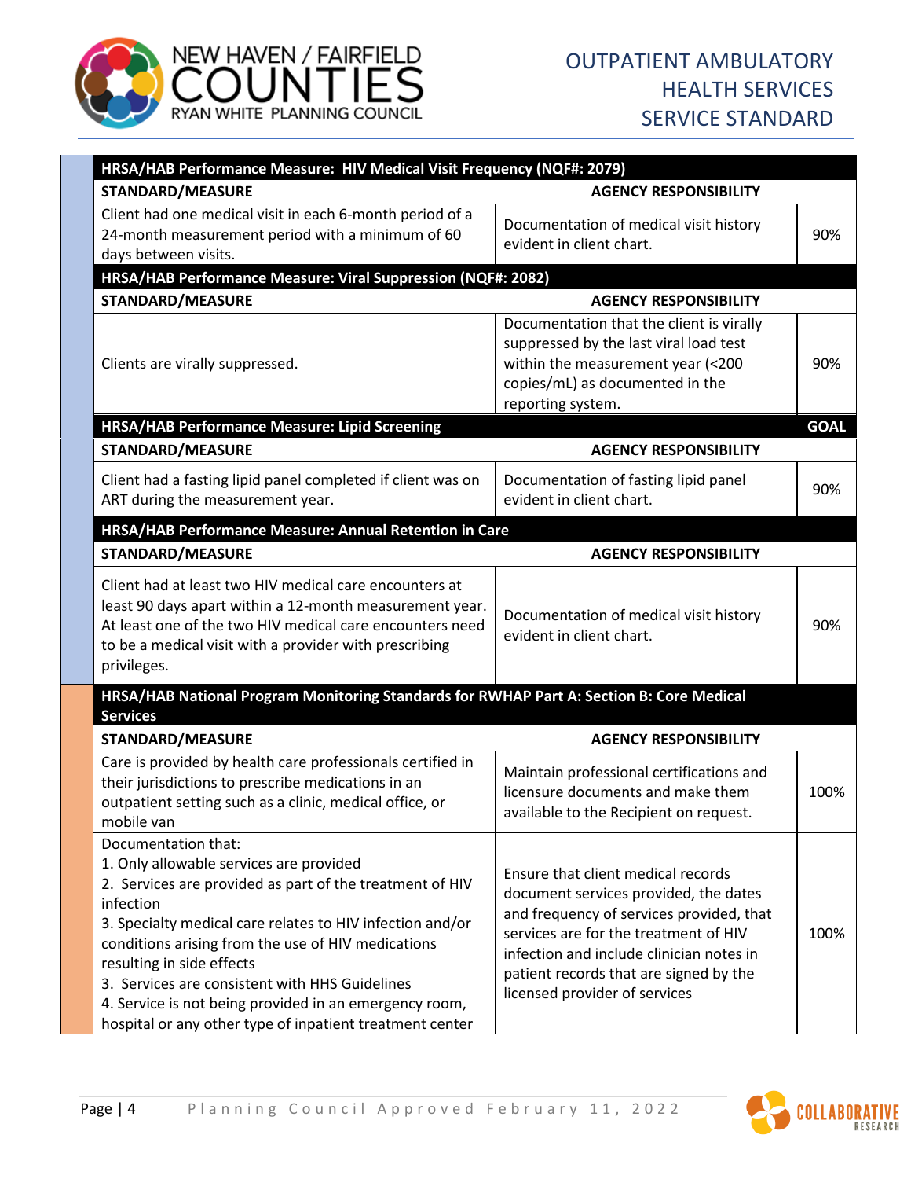| HRSA/HAB Performance Measure: HIV Medical Visit Frequency (NQF#: 2079) | | |
|---|---|---|
| **STANDARD/MEASURE** | **AGENCY RESPONSIBILITY** | |
| Client had one medical visit in each 6-month period of a 24-month measurement period with a minimum of 60 days between visits. | Documentation of medical visit history evident in client chart. | 90% |
| **HRSA/HAB Performance Measure: Viral Suppression (NQF#: 2082)** | | |
| **STANDARD/MEASURE** | **AGENCY RESPONSIBILITY** | |
| Clients are virally suppressed. | Documentation that the client is virally suppressed by the last viral load test within the measurement year (<200 copies/mL) as documented in the reporting system. | 90% |
| **HRSA/HAB Performance Measure: Lipid Screening** | | **GOAL** |
| **STANDARD/MEASURE** | **AGENCY RESPONSIBILITY** | |
| Client had a fasting lipid panel completed if client was on ART during the measurement year. | Documentation of fasting lipid panel evident in client chart. | 90% |
| **HRSA/HAB Performance Measure: Annual Retention in Care** | | |
| **STANDARD/MEASURE** | **AGENCY RESPONSIBILITY** | |
| Client had at least two HIV medical care encounters at least 90 days apart within a 12-month measurement year. At least one of the two HIV medical care encounters need to be a medical visit with a provider with prescribing privileges. | Documentation of medical visit history evident in client chart. | 90% |
| **HRSA/HAB National Program Monitoring Standards for RWHAP Part A: Section B: Core Medical Services** | | |
| **STANDARD/MEASURE** | **AGENCY RESPONSIBILITY** | |
| Care is provided by health care professionals certified in their jurisdictions to prescribe medications in an outpatient setting such as a clinic, medical office, or mobile van | Maintain professional certifications and licensure documents and make them available to the Recipient on request. | 100% |
| Documentation that:<br>1. Only allowable services are provided<br>2. Services are provided as part of the treatment of HIV infection<br>3. Specialty medical care relates to HIV infection and/or conditions arising from the use of HIV medications resulting in side effects<br>3. Services are consistent with HHS Guidelines<br>4. Service is not being provided in an emergency room, hospital or any other type of inpatient treatment center | Ensure that client medical records document services provided, the dates and frequency of services provided, that services are for the treatment of HIV infection and include clinician notes in patient records that are signed by the licensed provider of services | 100% |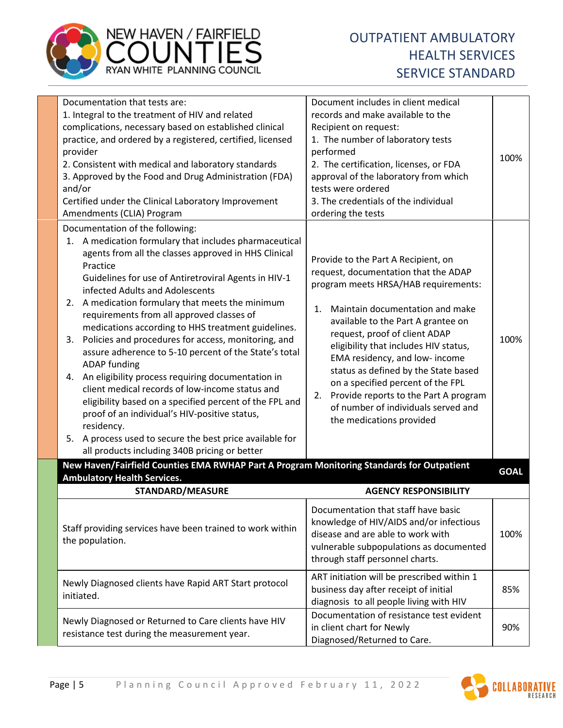| | | |
|---|---|---|
| Documentation that tests are:<br>1. Integral to the treatment of HIV and related complications, necessary based on established clinical practice, and ordered by a registered, certified, licensed provider<br>2. Consistent with medical and laboratory standards<br>3. Approved by the Food and Drug Administration (FDA) and/or<br>Certified under the Clinical Laboratory Improvement Amendments (CLIA) Program | Document includes in client medical records and make available to the Recipient on request:<br>1. The number of laboratory tests performed<br>2. The certification, licenses, or FDA approval of the laboratory from which tests were ordered<br>3. The credentials of the individual ordering the tests | 100% |
| Documentation of the following:<br>1. A medication formulary that includes pharmaceutical agents from all the classes approved in HHS Clinical Practice Guidelines for use of Antiretroviral Agents in HIV-1 infected Adults and Adolescents<br>2. A medication formulary that meets the minimum requirements from all approved classes of medications according to HHS treatment guidelines.<br>3. Policies and procedures for access, monitoring, and assure adherence to 5-10 percent of the State's total ADAP funding<br>4. An eligibility process requiring documentation in client medical records of low-income status and eligibility based on a specified percent of the FPL and proof of an individual's HIV-positive status, residency.<br>5. A process used to secure the best price available for all products including 340B pricing or better | Provide to the Part A Recipient, on request, documentation that the ADAP program meets HRSA/HAB requirements:<br>1. Maintain documentation and make available to the Part A grantee on request, proof of client ADAP eligibility that includes HIV status, EMA residency, and low- income status as defined by the State based on a specified percent of the FPL<br>2. Provide reports to the Part A program of number of individuals served and the medications provided | 100% |

| **New Haven/Fairfield Counties EMA RWHAP Part A Program Monitoring Standards for Outpatient Ambulatory Health Services.** | | **GOAL** |
|---|---|---|
| **STANDARD/MEASURE** | **AGENCY RESPONSIBILITY** | |
| Staff providing services have been trained to work within the population. | Documentation that staff have basic knowledge of HIV/AIDS and/or infectious disease and are able to work with vulnerable subpopulations as documented through staff personnel charts. | 100% |
| Newly Diagnosed clients have Rapid ART Start protocol initiated. | ART initiation will be prescribed within 1 business day after receipt of initial diagnosis to all people living with HIV | 85% |
| Newly Diagnosed or Returned to Care clients have HIV resistance test during the measurement year. | Documentation of resistance test evident in client chart for Newly Diagnosed/Returned to Care. | 90% |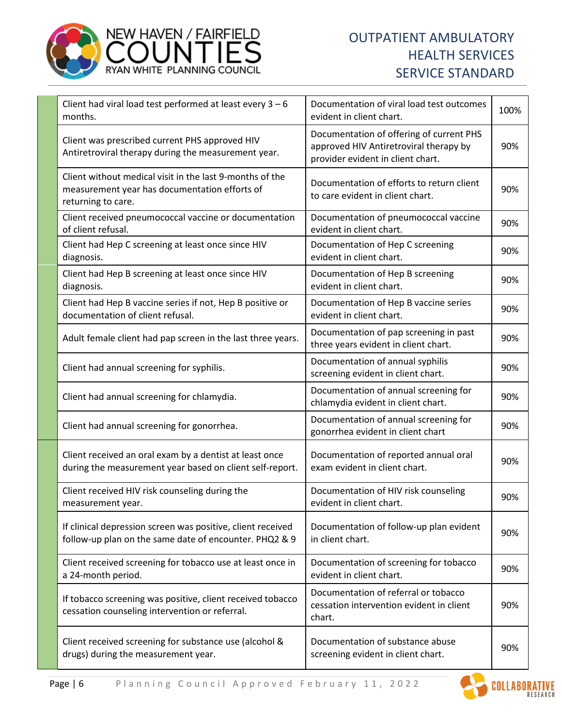| | | | |
|---|---|---|---|
| | Client had viral load test performed at least every 3 – 6 months. | Documentation of viral load test outcomes evident in client chart. | 100% |
| | Client was prescribed current PHS approved HIV Antiretroviral therapy during the measurement year. | Documentation of offering of current PHS approved HIV Antiretroviral therapy by provider evident in client chart. | 90% |
| | Client without medical visit in the last 9-months of the measurement year has documentation efforts of returning to care. | Documentation of efforts to return client to care evident in client chart. | 90% |
| | Client received pneumococcal vaccine or documentation of client refusal. | Documentation of pneumococcal vaccine evident in client chart. | 90% |
| | Client had Hep C screening at least once since HIV diagnosis. | Documentation of Hep C screening evident in client chart. | 90% |
| | Client had Hep B screening at least once since HIV diagnosis. | Documentation of Hep B screening evident in client chart. | 90% |
| | Client had Hep B vaccine series if not, Hep B positive or documentation of client refusal. | Documentation of Hep B vaccine series evident in client chart. | 90% |
| | Adult female client had pap screen in the last three years. | Documentation of pap screening in past three years evident in client chart. | 90% |
| | Client had annual screening for syphilis. | Documentation of annual syphilis screening evident in client chart. | 90% |
| | Client had annual screening for chlamydia. | Documentation of annual screening for chlamydia evident in client chart. | 90% |
| | Client had annual screening for gonorrhea. | Documentation of annual screening for gonorrhea evident in client chart | 90% |
| | Client received an oral exam by a dentist at least once during the measurement year based on client self-report. | Documentation of reported annual oral exam evident in client chart. | 90% |
| | Client received HIV risk counseling during the measurement year. | Documentation of HIV risk counseling evident in client chart. | 90% |
| | If clinical depression screen was positive, client received follow-up plan on the same date of encounter. PHQ2 & 9 | Documentation of follow-up plan evident in client chart. | 90% |
| | Client received screening for tobacco use at least once in a 24-month period. | Documentation of screening for tobacco evident in client chart. | 90% |
| | If tobacco screening was positive, client received tobacco cessation counseling intervention or referral. | Documentation of referral or tobacco cessation intervention evident in client chart. | 90% |
| | Client received screening for substance use (alcohol & drugs) during the measurement year. | Documentation of substance abuse screening evident in client chart. | 90% |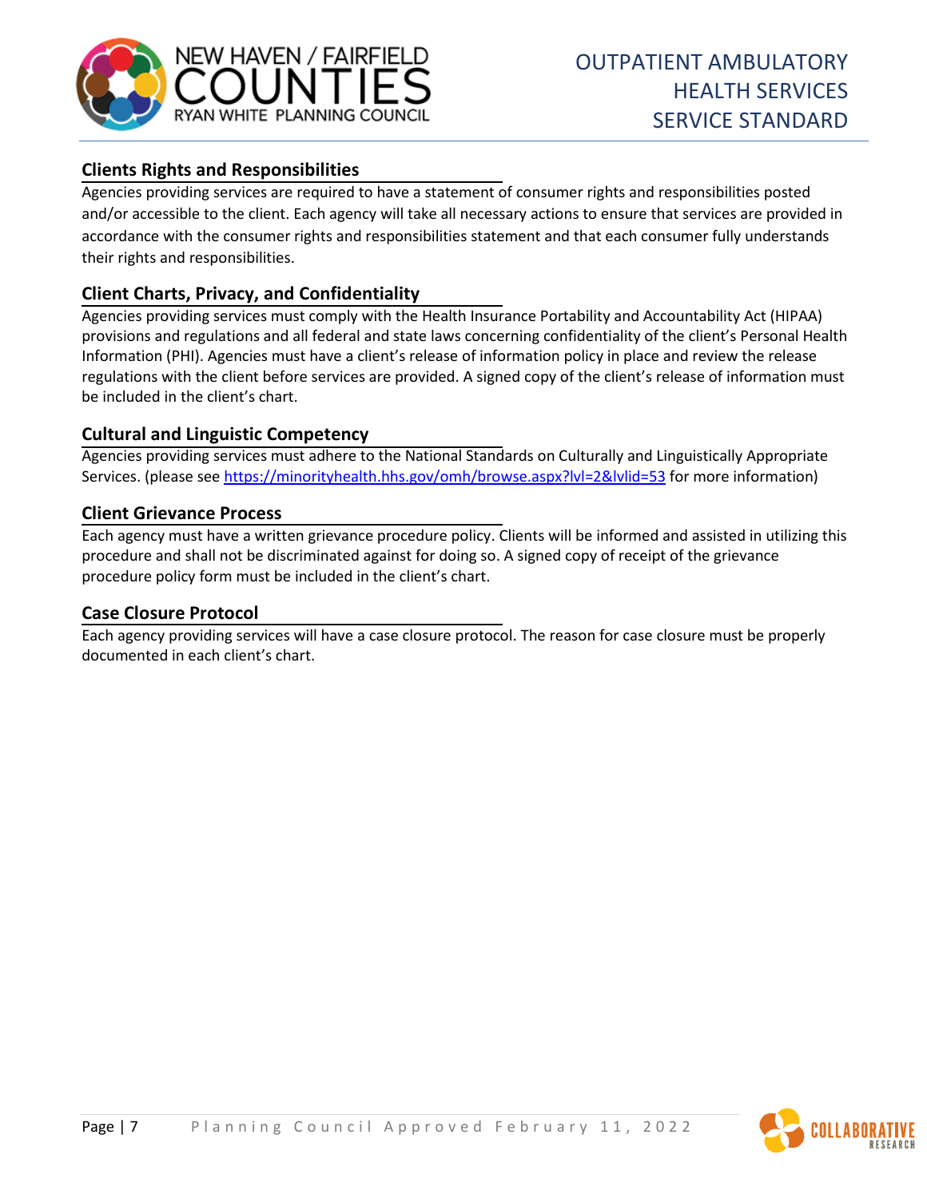## Clients Rights and Responsibilities

Agencies providing services are required to have a statement of consumer rights and responsibilities posted and/or accessible to the client. Each agency will take all necessary actions to ensure that services are provided in accordance with the consumer rights and responsibilities statement and that each consumer fully understands their rights and responsibilities.

## Client Charts, Privacy, and Confidentiality

Agencies providing services must comply with the Health Insurance Portability and Accountability Act (HIPAA) provisions and regulations and all federal and state laws concerning confidentiality of the client's Personal Health Information (PHI). Agencies must have a client's release of information policy in place and review the release regulations with the client before services are provided. A signed copy of the client's release of information must be included in the client's chart.

## Cultural and Linguistic Competency

Agencies providing services must adhere to the National Standards on Culturally and Linguistically Appropriate Services. (please see [https://minorityhealth.hhs.gov/omh/browse.aspx?lvl=2&lvlid=53](https://minorityhealth.hhs.gov/omh/browse.aspx?lvl=2&lvlid=53) for more information)

## Client Grievance Process

Each agency must have a written grievance procedure policy. Clients will be informed and assisted in utilizing this procedure and shall not be discriminated against for doing so. A signed copy of receipt of the grievance procedure policy form must be included in the client's chart.

## Case Closure Protocol

Each agency providing services will have a case closure protocol. The reason for case closure must be properly documented in each client's chart.